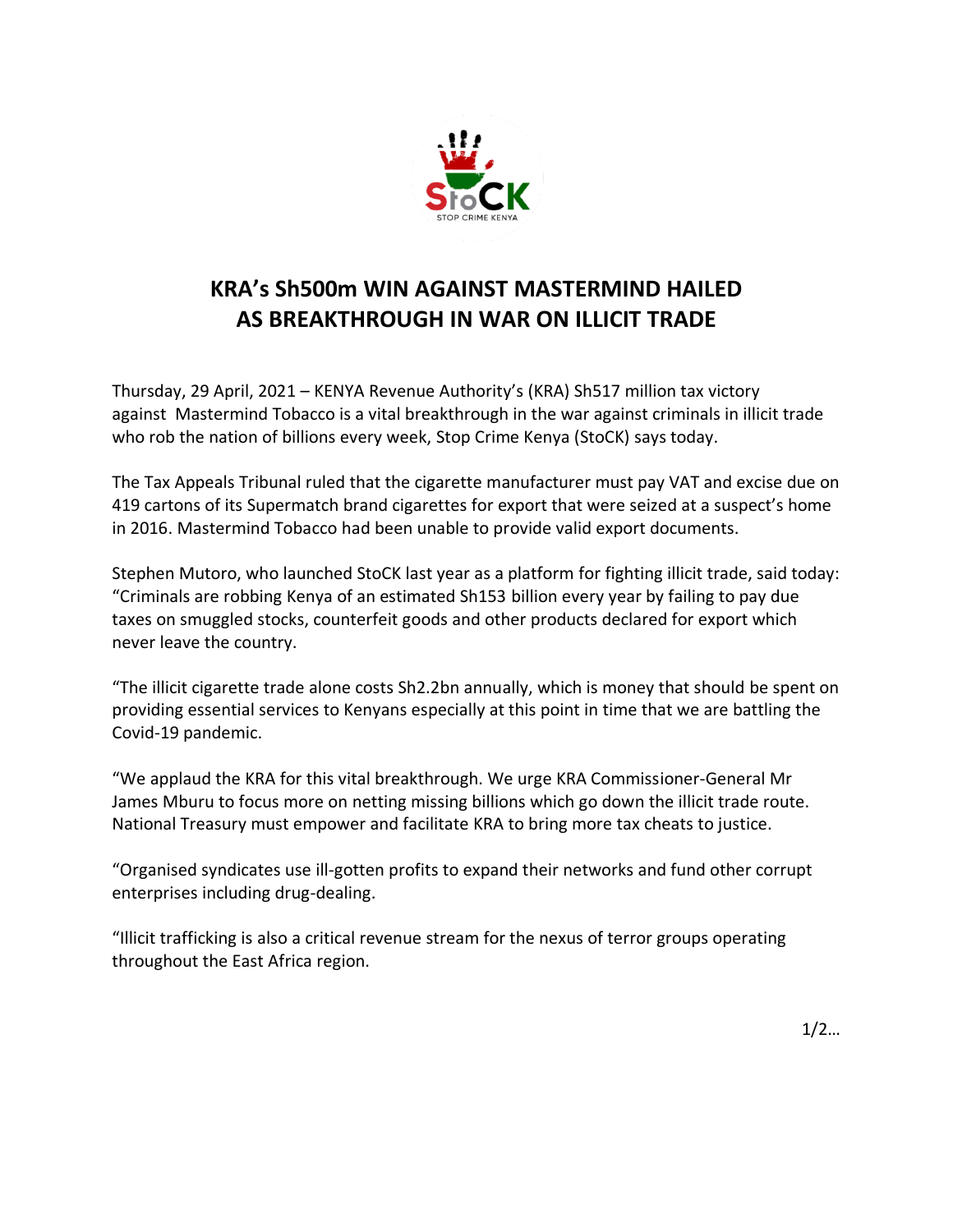# KRA's Sh500m WIN AGAINST MASTERMIND HAILED AS BREAKTHROUGH IN WAR ON ILLICIT TRADE

Thursday, 29 April, 2021 – KENYA Revenue Authority's (KRA) Sh517 million tax victory against Mastermind Tobacco is a vital breakthrough in the war against criminals in illicit trade who rob the nation of billions every week, Stop Crime Kenya (StoCK) says today.

The Tax Appeals Tribunal ruled that the cigarette manufacturer must pay VAT and excise due on 419 cartons of its Supermatch brand cigarettes for export that were seized at a suspect's home in 2016. Mastermind Tobacco had been unable to provide valid export documents.

Stephen Mutoro, who launched StoCK last year as a platform for fighting illicit trade, said today: "Criminals are robbing Kenya of an estimated Sh153 billion every year by failing to pay due taxes on smuggled stocks, counterfeit goods and other products declared for export which never leave the country.

"The illicit cigarette trade alone costs Sh2.2bn annually, which is money that should be spent on providing essential services to Kenyans especially at this point in time that we are battling the Covid-19 pandemic.

"We applaud the KRA for this vital breakthrough. We urge KRA Commissioner-General Mr James Mburu to focus more on netting missing billions which go down the illicit trade route. National Treasury must empower and facilitate KRA to bring more tax cheats to justice.

"Organised syndicates use ill-gotten profits to expand their networks and fund other corrupt enterprises including drug-dealing.

"Illicit trafficking is also a critical revenue stream for the nexus of terror groups operating throughout the East Africa region.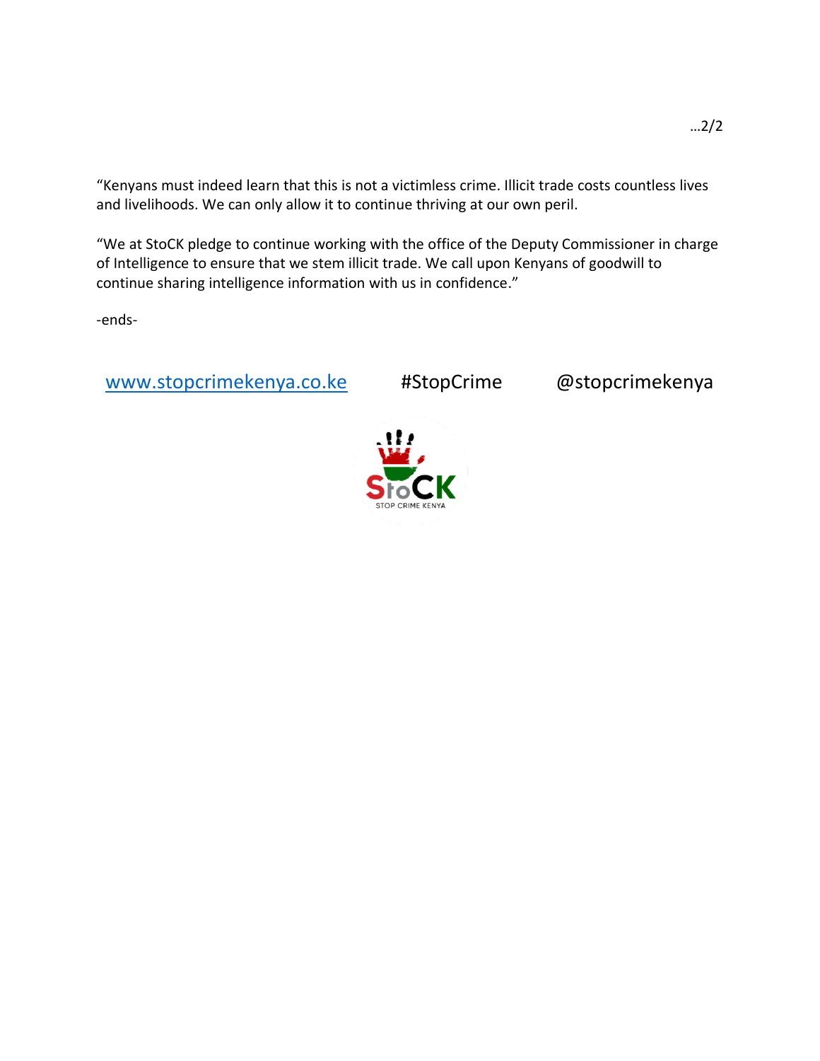"Kenyans must indeed learn that this is not a victimless crime. Illicit trade costs countless lives and livelihoods. We can only allow it to continue thriving at our own peril.

"We at StoCK pledge to continue working with the office of the Deputy Commissioner in charge of Intelligence to ensure that we stem illicit trade. We call upon Kenyans of goodwill to continue sharing intelligence information with us in confidence."

-ends-

www.stopcrimekenya.co.ke #StopCrime @stopcrimekenya

StoCK
STOP CRIME KENYA